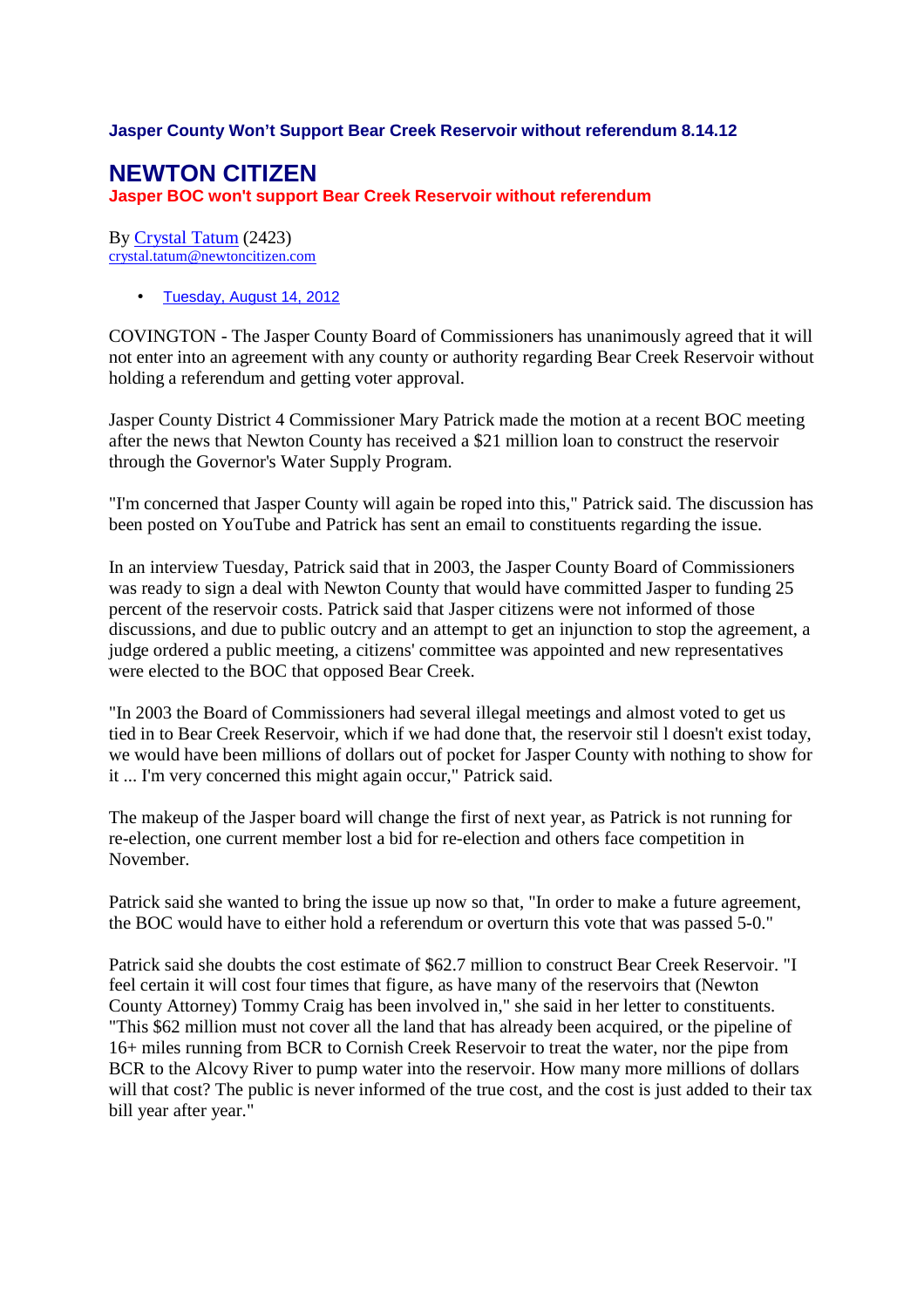**Jasper County Won't Support Bear Creek Reservoir without referendum 8.14.12**

# NEWTON CITIZEN

## Jasper BOC won't support Bear Creek Reservoir without referendum

By Crystal Tatum (2423)
crystal.tatum@newtoncitizen.com

- Tuesday, August 14, 2012

COVINGTON - The Jasper County Board of Commissioners has unanimously agreed that it will not enter into an agreement with any county or authority regarding Bear Creek Reservoir without holding a referendum and getting voter approval.

Jasper County District 4 Commissioner Mary Patrick made the motion at a recent BOC meeting after the news that Newton County has received a $21 million loan to construct the reservoir through the Governor's Water Supply Program.

"I'm concerned that Jasper County will again be roped into this," Patrick said. The discussion has been posted on YouTube and Patrick has sent an email to constituents regarding the issue.

In an interview Tuesday, Patrick said that in 2003, the Jasper County Board of Commissioners was ready to sign a deal with Newton County that would have committed Jasper to funding 25 percent of the reservoir costs. Patrick said that Jasper citizens were not informed of those discussions, and due to public outcry and an attempt to get an injunction to stop the agreement, a judge ordered a public meeting, a citizens' committee was appointed and new representatives were elected to the BOC that opposed Bear Creek.

"In 2003 the Board of Commissioners had several illegal meetings and almost voted to get us tied in to Bear Creek Reservoir, which if we had done that, the reservoir stil l doesn't exist today, we would have been millions of dollars out of pocket for Jasper County with nothing to show for it ... I'm very concerned this might again occur," Patrick said.

The makeup of the Jasper board will change the first of next year, as Patrick is not running for re-election, one current member lost a bid for re-election and others face competition in November.

Patrick said she wanted to bring the issue up now so that, "In order to make a future agreement, the BOC would have to either hold a referendum or overturn this vote that was passed 5-0."

Patrick said she doubts the cost estimate of $62.7 million to construct Bear Creek Reservoir. "I feel certain it will cost four times that figure, as have many of the reservoirs that (Newton County Attorney) Tommy Craig has been involved in," she said in her letter to constituents. "This $62 million must not cover all the land that has already been acquired, or the pipeline of 16+ miles running from BCR to Cornish Creek Reservoir to treat the water, nor the pipe from BCR to the Alcovy River to pump water into the reservoir. How many more millions of dollars will that cost? The public is never informed of the true cost, and the cost is just added to their tax bill year after year."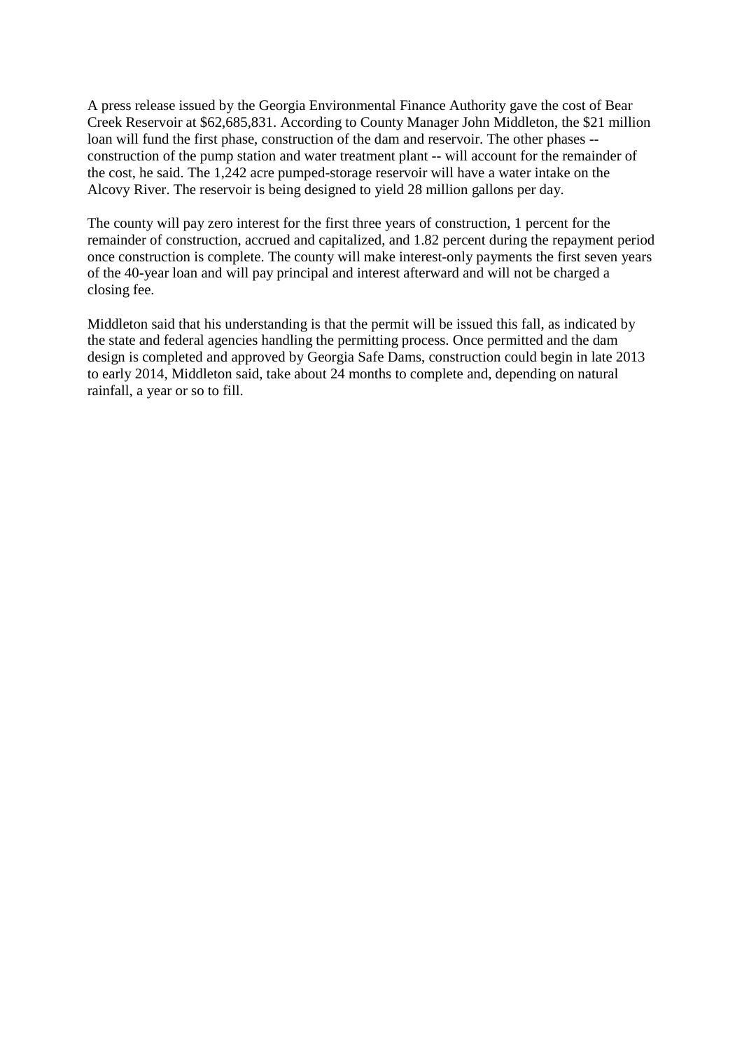A press release issued by the Georgia Environmental Finance Authority gave the cost of Bear Creek Reservoir at $62,685,831. According to County Manager John Middleton, the $21 million loan will fund the first phase, construction of the dam and reservoir. The other phases -- construction of the pump station and water treatment plant -- will account for the remainder of the cost, he said. The 1,242 acre pumped-storage reservoir will have a water intake on the Alcovy River. The reservoir is being designed to yield 28 million gallons per day.

The county will pay zero interest for the first three years of construction, 1 percent for the remainder of construction, accrued and capitalized, and 1.82 percent during the repayment period once construction is complete. The county will make interest-only payments the first seven years of the 40-year loan and will pay principal and interest afterward and will not be charged a closing fee.

Middleton said that his understanding is that the permit will be issued this fall, as indicated by the state and federal agencies handling the permitting process. Once permitted and the dam design is completed and approved by Georgia Safe Dams, construction could begin in late 2013 to early 2014, Middleton said, take about 24 months to complete and, depending on natural rainfall, a year or so to fill.